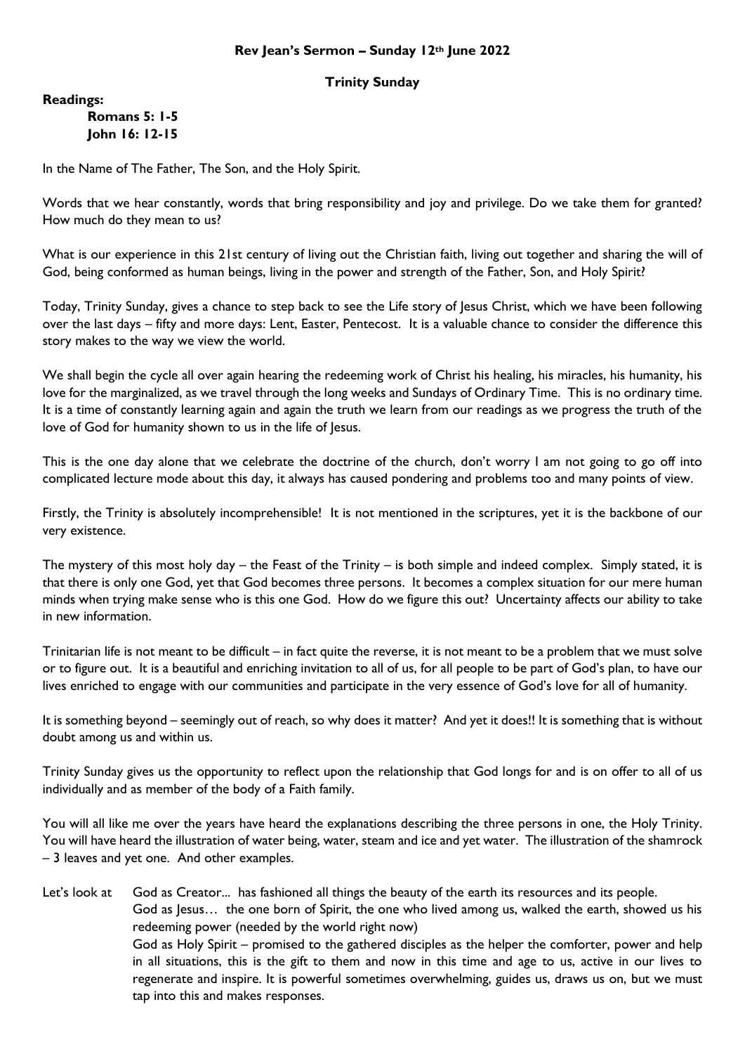# Rev Jean's Sermon – Sunday 12th June 2022

## Trinity Sunday

**Readings:**

**Romans 5: 1-5**
**John 16: 12-15**

In the Name of The Father, The Son, and the Holy Spirit.

Words that we hear constantly, words that bring responsibility and joy and privilege. Do we take them for granted? How much do they mean to us?

What is our experience in this 21st century of living out the Christian faith, living out together and sharing the will of God, being conformed as human beings, living in the power and strength of the Father, Son, and Holy Spirit?

Today, Trinity Sunday, gives a chance to step back to see the Life story of Jesus Christ, which we have been following over the last days – fifty and more days: Lent, Easter, Pentecost. It is a valuable chance to consider the difference this story makes to the way we view the world.

We shall begin the cycle all over again hearing the redeeming work of Christ his healing, his miracles, his humanity, his love for the marginalized, as we travel through the long weeks and Sundays of Ordinary Time. This is no ordinary time. It is a time of constantly learning again and again the truth we learn from our readings as we progress the truth of the love of God for humanity shown to us in the life of Jesus.

This is the one day alone that we celebrate the doctrine of the church, don't worry I am not going to go off into complicated lecture mode about this day, it always has caused pondering and problems too and many points of view.

Firstly, the Trinity is absolutely incomprehensible! It is not mentioned in the scriptures, yet it is the backbone of our very existence.

The mystery of this most holy day – the Feast of the Trinity – is both simple and indeed complex. Simply stated, it is that there is only one God, yet that God becomes three persons. It becomes a complex situation for our mere human minds when trying make sense who is this one God. How do we figure this out? Uncertainty affects our ability to take in new information.

Trinitarian life is not meant to be difficult – in fact quite the reverse, it is not meant to be a problem that we must solve or to figure out. It is a beautiful and enriching invitation to all of us, for all people to be part of God's plan, to have our lives enriched to engage with our communities and participate in the very essence of God's love for all of humanity.

It is something beyond – seemingly out of reach, so why does it matter? And yet it does!! It is something that is without doubt among us and within us.

Trinity Sunday gives us the opportunity to reflect upon the relationship that God longs for and is on offer to all of us individually and as member of the body of a Faith family.

You will all like me over the years have heard the explanations describing the three persons in one, the Holy Trinity. You will have heard the illustration of water being, water, steam and ice and yet water. The illustration of the shamrock – 3 leaves and yet one. And other examples.

Let's look at God as Creator... has fashioned all things the beauty of the earth its resources and its people.

God as Jesus… the one born of Spirit, the one who lived among us, walked the earth, showed us his redeeming power (needed by the world right now)

God as Holy Spirit – promised to the gathered disciples as the helper the comforter, power and help in all situations, this is the gift to them and now in this time and age to us, active in our lives to regenerate and inspire. It is powerful sometimes overwhelming, guides us, draws us on, but we must tap into this and makes responses.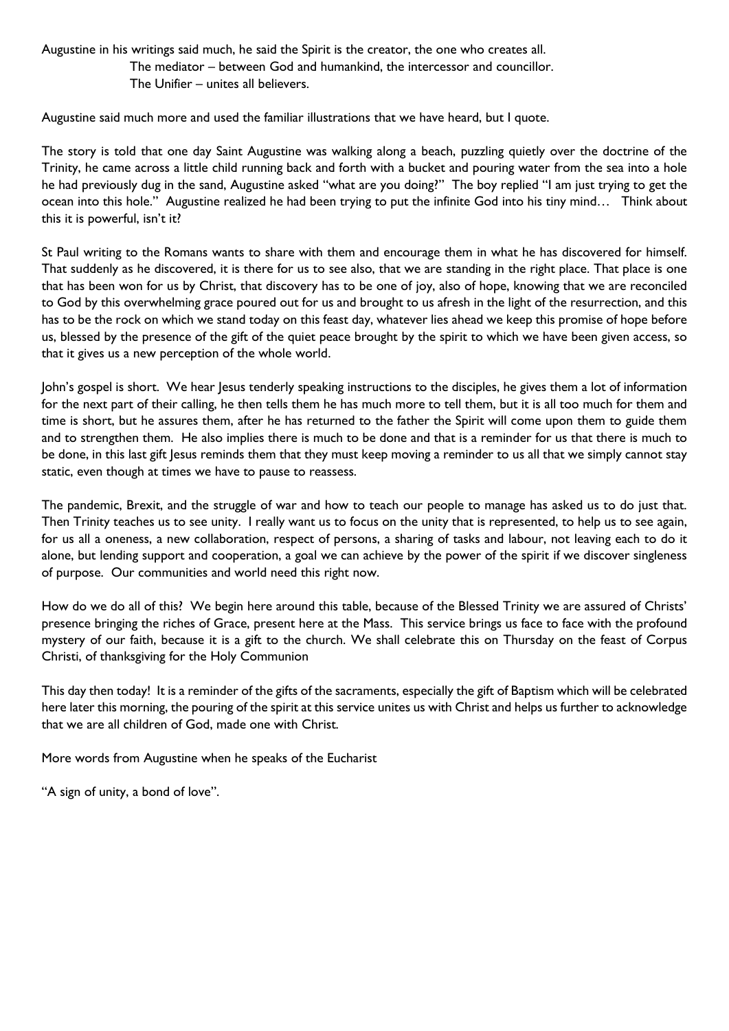Augustine in his writings said much, he said the Spirit is the creator, the one who creates all.

The mediator – between God and humankind, the intercessor and councillor.

The Unifier – unites all believers.

Augustine said much more and used the familiar illustrations that we have heard, but I quote.

The story is told that one day Saint Augustine was walking along a beach, puzzling quietly over the doctrine of the Trinity, he came across a little child running back and forth with a bucket and pouring water from the sea into a hole he had previously dug in the sand, Augustine asked "what are you doing?" The boy replied "I am just trying to get the ocean into this hole." Augustine realized he had been trying to put the infinite God into his tiny mind… Think about this it is powerful, isn't it?

St Paul writing to the Romans wants to share with them and encourage them in what he has discovered for himself. That suddenly as he discovered, it is there for us to see also, that we are standing in the right place. That place is one that has been won for us by Christ, that discovery has to be one of joy, also of hope, knowing that we are reconciled to God by this overwhelming grace poured out for us and brought to us afresh in the light of the resurrection, and this has to be the rock on which we stand today on this feast day, whatever lies ahead we keep this promise of hope before us, blessed by the presence of the gift of the quiet peace brought by the spirit to which we have been given access, so that it gives us a new perception of the whole world.

John's gospel is short. We hear Jesus tenderly speaking instructions to the disciples, he gives them a lot of information for the next part of their calling, he then tells them he has much more to tell them, but it is all too much for them and time is short, but he assures them, after he has returned to the father the Spirit will come upon them to guide them and to strengthen them. He also implies there is much to be done and that is a reminder for us that there is much to be done, in this last gift Jesus reminds them that they must keep moving a reminder to us all that we simply cannot stay static, even though at times we have to pause to reassess.

The pandemic, Brexit, and the struggle of war and how to teach our people to manage has asked us to do just that. Then Trinity teaches us to see unity. I really want us to focus on the unity that is represented, to help us to see again, for us all a oneness, a new collaboration, respect of persons, a sharing of tasks and labour, not leaving each to do it alone, but lending support and cooperation, a goal we can achieve by the power of the spirit if we discover singleness of purpose. Our communities and world need this right now.

How do we do all of this? We begin here around this table, because of the Blessed Trinity we are assured of Christs' presence bringing the riches of Grace, present here at the Mass. This service brings us face to face with the profound mystery of our faith, because it is a gift to the church. We shall celebrate this on Thursday on the feast of Corpus Christi, of thanksgiving for the Holy Communion

This day then today! It is a reminder of the gifts of the sacraments, especially the gift of Baptism which will be celebrated here later this morning, the pouring of the spirit at this service unites us with Christ and helps us further to acknowledge that we are all children of God, made one with Christ.

More words from Augustine when he speaks of the Eucharist

"A sign of unity, a bond of love".